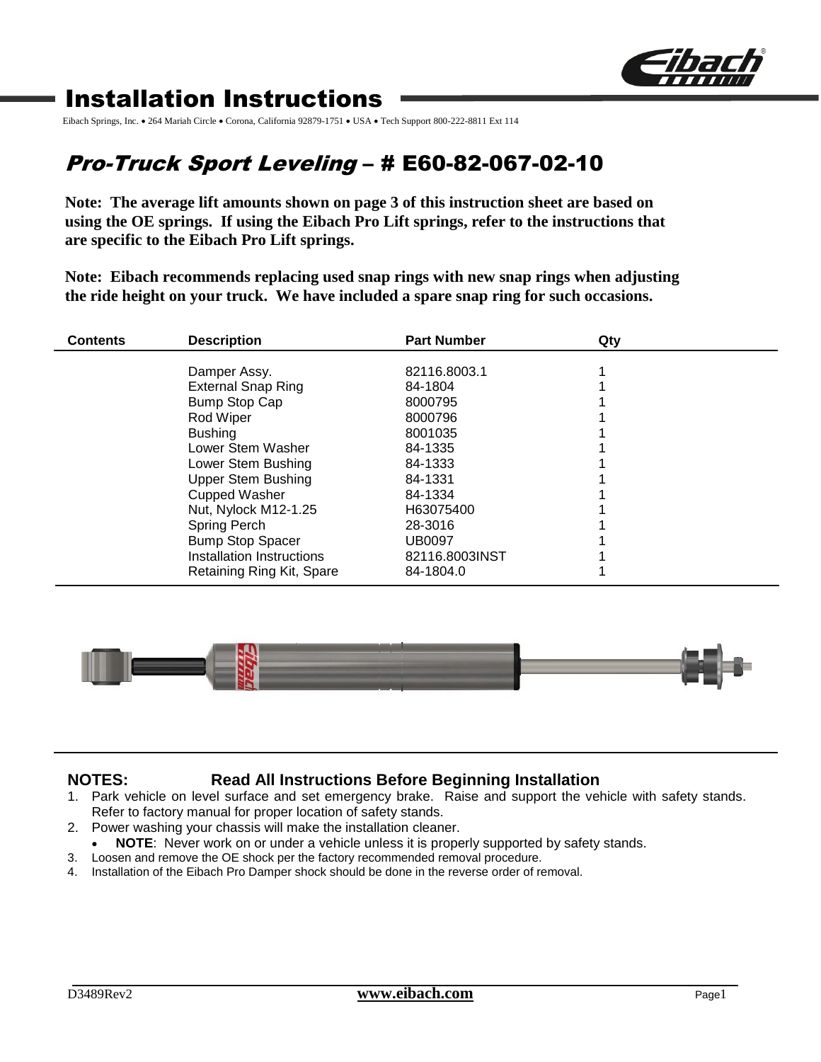# Installation Instructions

Eibach Springs, Inc. • 264 Mariah Circle • Corona, California 92879-1751 • USA • Tech Support 800-222-8811 Ext 114

## *Pro-Truck Sport Leveling* – # E60-82-067-02-10

**Note: The average lift amounts shown on page 3 of this instruction sheet are based on using the OE springs. If using the Eibach Pro Lift springs, refer to the instructions that are specific to the Eibach Pro Lift springs.**

**Note: Eibach recommends replacing used snap rings with new snap rings when adjusting the ride height on your truck. We have included a spare snap ring for such occasions.**

| Contents | Description | Part Number | Qty |
|---|---|---|---|
| | Damper Assy. | 82116.8003.1 | 1 |
| | External Snap Ring | 84-1804 | 1 |
| | Bump Stop Cap | 8000795 | 1 |
| | Rod Wiper | 8000796 | 1 |
| | Bushing | 8001035 | 1 |
| | Lower Stem Washer | 84-1335 | 1 |
| | Lower Stem Bushing | 84-1333 | 1 |
| | Upper Stem Bushing | 84-1331 | 1 |
| | Cupped Washer | 84-1334 | 1 |
| | Nut, Nylock M12-1.25 | H63075400 | 1 |
| | Spring Perch | 28-3016 | 1 |
| | Bump Stop Spacer | UB0097 | 1 |
| | Installation Instructions | 82116.8003INST | 1 |
| | Retaining Ring Kit, Spare | 84-1804.0 | 1 |

**NOTES: Read All Instructions Before Beginning Installation**

1. Park vehicle on level surface and set emergency brake. Raise and support the vehicle with safety stands. Refer to factory manual for proper location of safety stands.
2. Power washing your chassis will make the installation cleaner.
   - **NOTE**: Never work on or under a vehicle unless it is properly supported by safety stands.
3. Loosen and remove the OE shock per the factory recommended removal procedure.
4. Installation of the Eibach Pro Damper shock should be done in the reverse order of removal.

D3489Rev2 www.eibach.com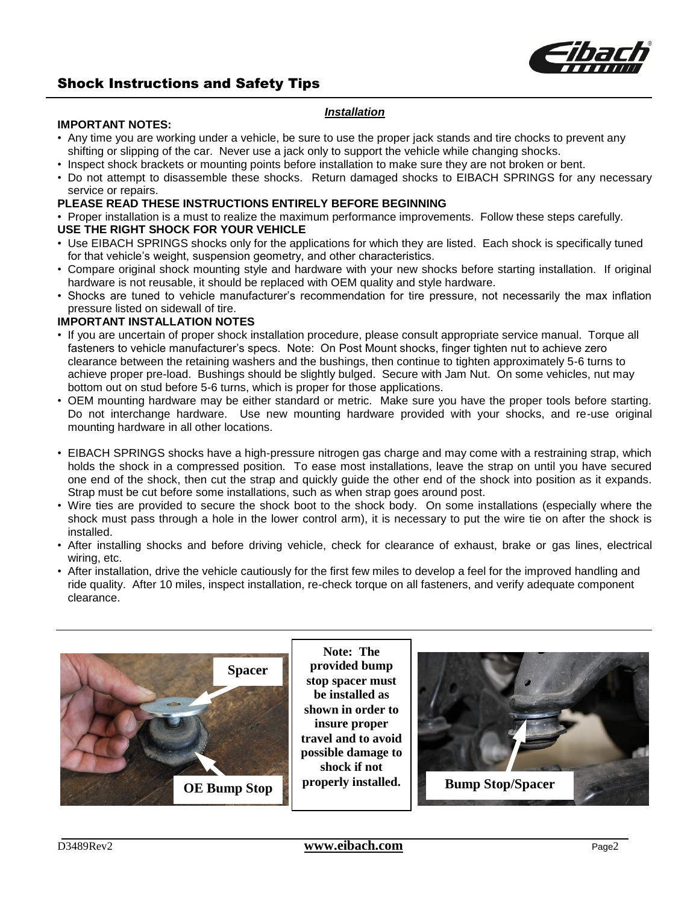# Shock Instructions and Safety Tips

## *Installation*

**IMPORTANT NOTES:**

- Any time you are working under a vehicle, be sure to use the proper jack stands and tire chocks to prevent any shifting or slipping of the car. Never use a jack only to support the vehicle while changing shocks.
- Inspect shock brackets or mounting points before installation to make sure they are not broken or bent.
- Do not attempt to disassemble these shocks. Return damaged shocks to EIBACH SPRINGS for any necessary service or repairs.

**PLEASE READ THESE INSTRUCTIONS ENTIRELY BEFORE BEGINNING**

- Proper installation is a must to realize the maximum performance improvements. Follow these steps carefully.

**USE THE RIGHT SHOCK FOR YOUR VEHICLE**

- Use EIBACH SPRINGS shocks only for the applications for which they are listed. Each shock is specifically tuned for that vehicle's weight, suspension geometry, and other characteristics.
- Compare original shock mounting style and hardware with your new shocks before starting installation. If original hardware is not reusable, it should be replaced with OEM quality and style hardware.
- Shocks are tuned to vehicle manufacturer's recommendation for tire pressure, not necessarily the max inflation pressure listed on sidewall of tire.

**IMPORTANT INSTALLATION NOTES**

- If you are uncertain of proper shock installation procedure, please consult appropriate service manual. Torque all fasteners to vehicle manufacturer's specs. Note: On Post Mount shocks, finger tighten nut to achieve zero clearance between the retaining washers and the bushings, then continue to tighten approximately 5-6 turns to achieve proper pre-load. Bushings should be slightly bulged. Secure with Jam Nut. On some vehicles, nut may bottom out on stud before 5-6 turns, which is proper for those applications.
- OEM mounting hardware may be either standard or metric. Make sure you have the proper tools before starting. Do not interchange hardware. Use new mounting hardware provided with your shocks, and re-use original mounting hardware in all other locations.
- EIBACH SPRINGS shocks have a high-pressure nitrogen gas charge and may come with a restraining strap, which holds the shock in a compressed position. To ease most installations, leave the strap on until you have secured one end of the shock, then cut the strap and quickly guide the other end of the shock into position as it expands. Strap must be cut before some installations, such as when strap goes around post.
- Wire ties are provided to secure the shock boot to the shock body. On some installations (especially where the shock must pass through a hole in the lower control arm), it is necessary to put the wire tie on after the shock is installed.
- After installing shocks and before driving vehicle, check for clearance of exhaust, brake or gas lines, electrical wiring, etc.
- After installation, drive the vehicle cautiously for the first few miles to develop a feel for the improved handling and ride quality. After 10 miles, inspect installation, re-check torque on all fasteners, and verify adequate component clearance.

Spacer

OE Bump Stop

**Note: The provided bump stop spacer must be installed as shown in order to insure proper travel and to avoid possible damage to shock if not properly installed.**

Bump Stop/Spacer

D3489Rev2 www.eibach.com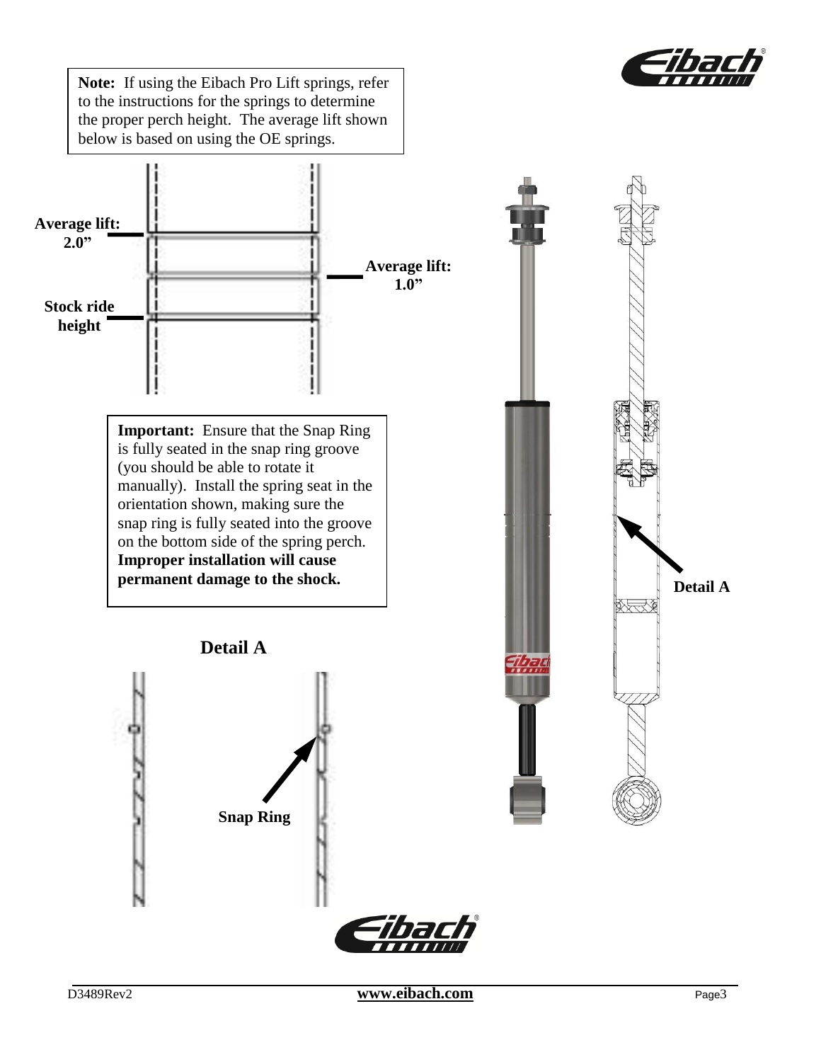**Note:** If using the Eibach Pro Lift springs, refer to the instructions for the springs to determine the proper perch height. The average lift shown below is based on using the OE springs.

**Average lift: 2.0"**

**Average lift: 1.0"**

**Stock ride height**

**Important:** Ensure that the Snap Ring is fully seated in the snap ring groove (you should be able to rotate it manually). Install the spring seat in the orientation shown, making sure the snap ring is fully seated into the groove on the bottom side of the spring perch. **Improper installation will cause permanent damage to the shock.**

**Detail A**

**Detail A**

**Snap Ring**

D3489Rev2

**www.eibach.com**